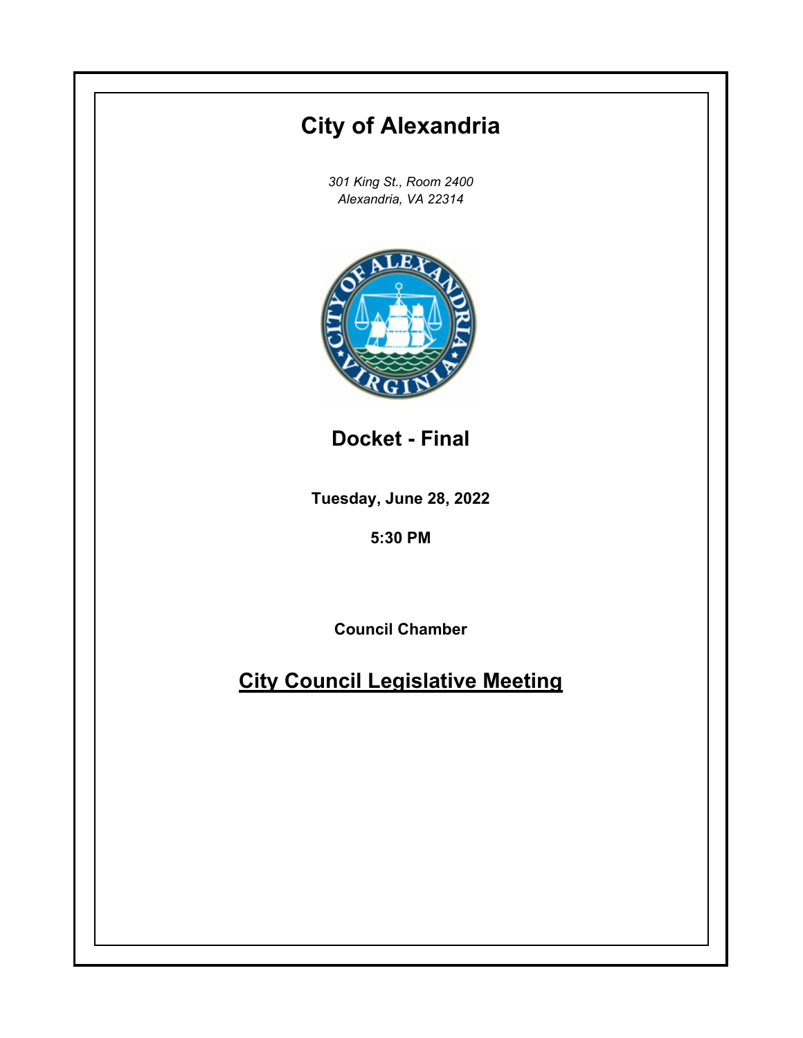# City of Alexandria

*301 King St., Room 2400*
*Alexandria, VA 22314*

## Docket - Final

**Tuesday, June 28, 2022**

**5:30 PM**

**Council Chamber**

## City Council Legislative Meeting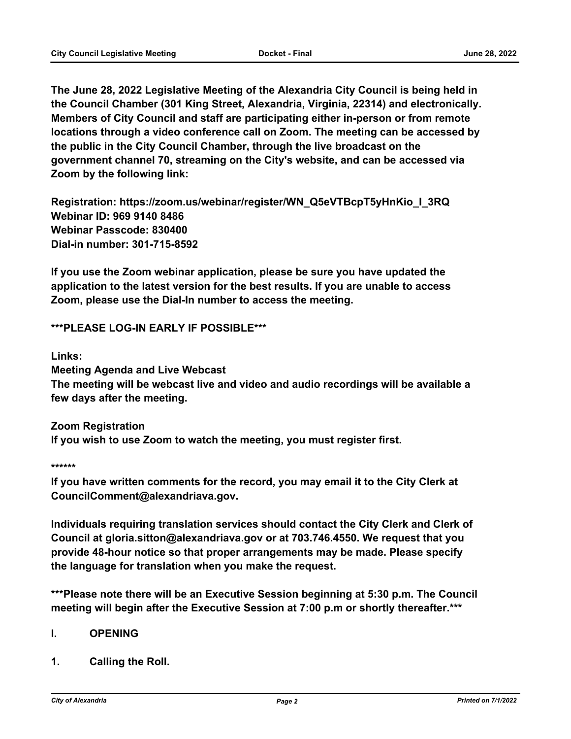**The June 28, 2022 Legislative Meeting of the Alexandria City Council is being held in the Council Chamber (301 King Street, Alexandria, Virginia, 22314) and electronically. Members of City Council and staff are participating either in-person or from remote locations through a video conference call on Zoom. The meeting can be accessed by the public in the City Council Chamber, through the live broadcast on the government channel 70, streaming on the City's website, and can be accessed via Zoom by the following link:**

**Registration: https://zoom.us/webinar/register/WN_Q5eVTBcpT5yHnKio_I_3RQ**
**Webinar ID: 969 9140 8486**
**Webinar Passcode: 830400**
**Dial-in number: 301-715-8592**

**If you use the Zoom webinar application, please be sure you have updated the application to the latest version for the best results. If you are unable to access Zoom, please use the Dial-In number to access the meeting.**

**\*\*\*PLEASE LOG-IN EARLY IF POSSIBLE\*\*\***

**Links:**
**Meeting Agenda and Live Webcast**
**The meeting will be webcast live and video and audio recordings will be available a few days after the meeting.**

**Zoom Registration**
**If you wish to use Zoom to watch the meeting, you must register first.**

**\*\*\*\*\*\***

**If you have written comments for the record, you may email it to the City Clerk at CouncilComment@alexandriava.gov.**

**Individuals requiring translation services should contact the City Clerk and Clerk of Council at gloria.sitton@alexandriava.gov or at 703.746.4550. We request that you provide 48-hour notice so that proper arrangements may be made. Please specify the language for translation when you make the request.**

**\*\*\*Please note there will be an Executive Session beginning at 5:30 p.m. The Council meeting will begin after the Executive Session at 7:00 p.m or shortly thereafter.\*\*\***

## I. OPENING

**1. Calling the Roll.**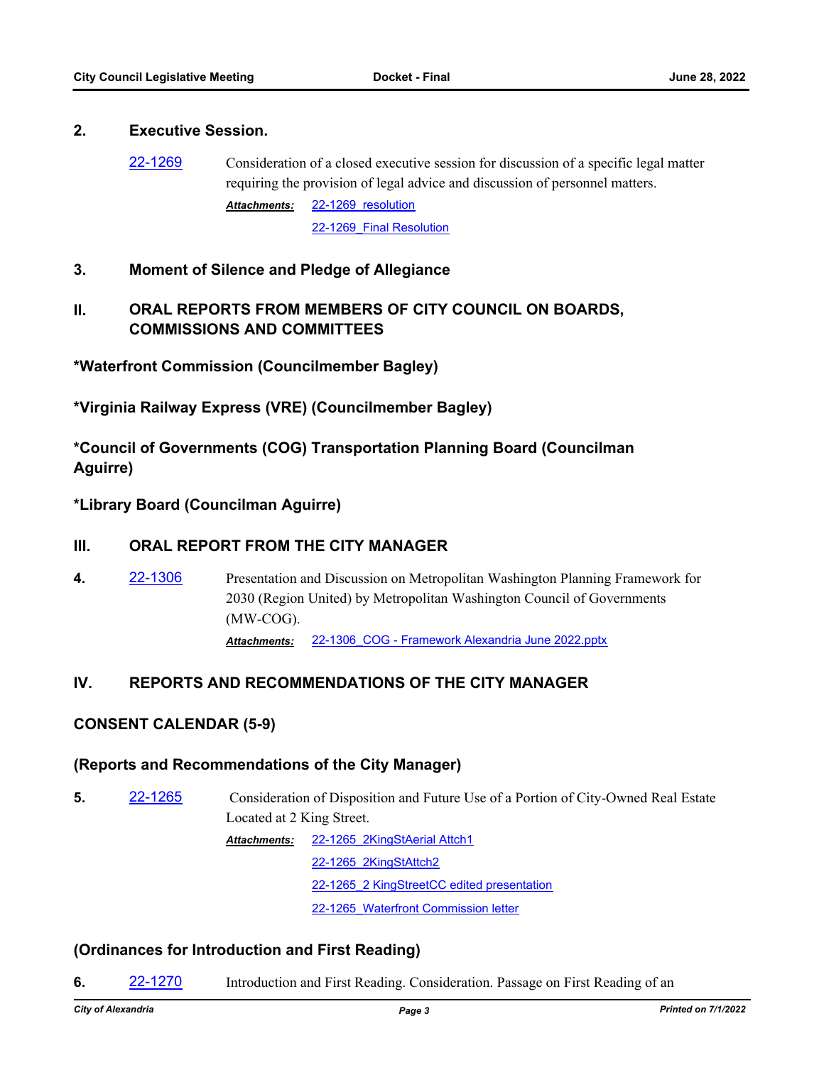## 2. Executive Session.

22-1269 Consideration of a closed executive session for discussion of a specific legal matter requiring the provision of legal advice and discussion of personnel matters.

*Attachments:* 22-1269_resolution

22-1269_Final Resolution

## 3. Moment of Silence and Pledge of Allegiance

## II. ORAL REPORTS FROM MEMBERS OF CITY COUNCIL ON BOARDS, COMMISSIONS AND COMMITTEES

**\*Waterfront Commission (Councilmember Bagley)**

**\*Virginia Railway Express (VRE) (Councilmember Bagley)**

**\*Council of Governments (COG) Transportation Planning Board (Councilman Aguirre)**

**\*Library Board (Councilman Aguirre)**

## III. ORAL REPORT FROM THE CITY MANAGER

**4.** 22-1306 Presentation and Discussion on Metropolitan Washington Planning Framework for 2030 (Region United) by Metropolitan Washington Council of Governments (MW-COG).

*Attachments:* 22-1306_COG - Framework Alexandria June 2022.pptx

## IV. REPORTS AND RECOMMENDATIONS OF THE CITY MANAGER

### CONSENT CALENDAR (5-9)

### (Reports and Recommendations of the City Manager)

**5.** 22-1265 Consideration of Disposition and Future Use of a Portion of City-Owned Real Estate Located at 2 King Street.

*Attachments:* 22-1265_2KingStAerial Attch1

22-1265_2KingStAttch2

22-1265_2 KingStreetCC edited presentation

22-1265_Waterfront Commission letter

### (Ordinances for Introduction and First Reading)

**6.** 22-1270 Introduction and First Reading. Consideration. Passage on First Reading of an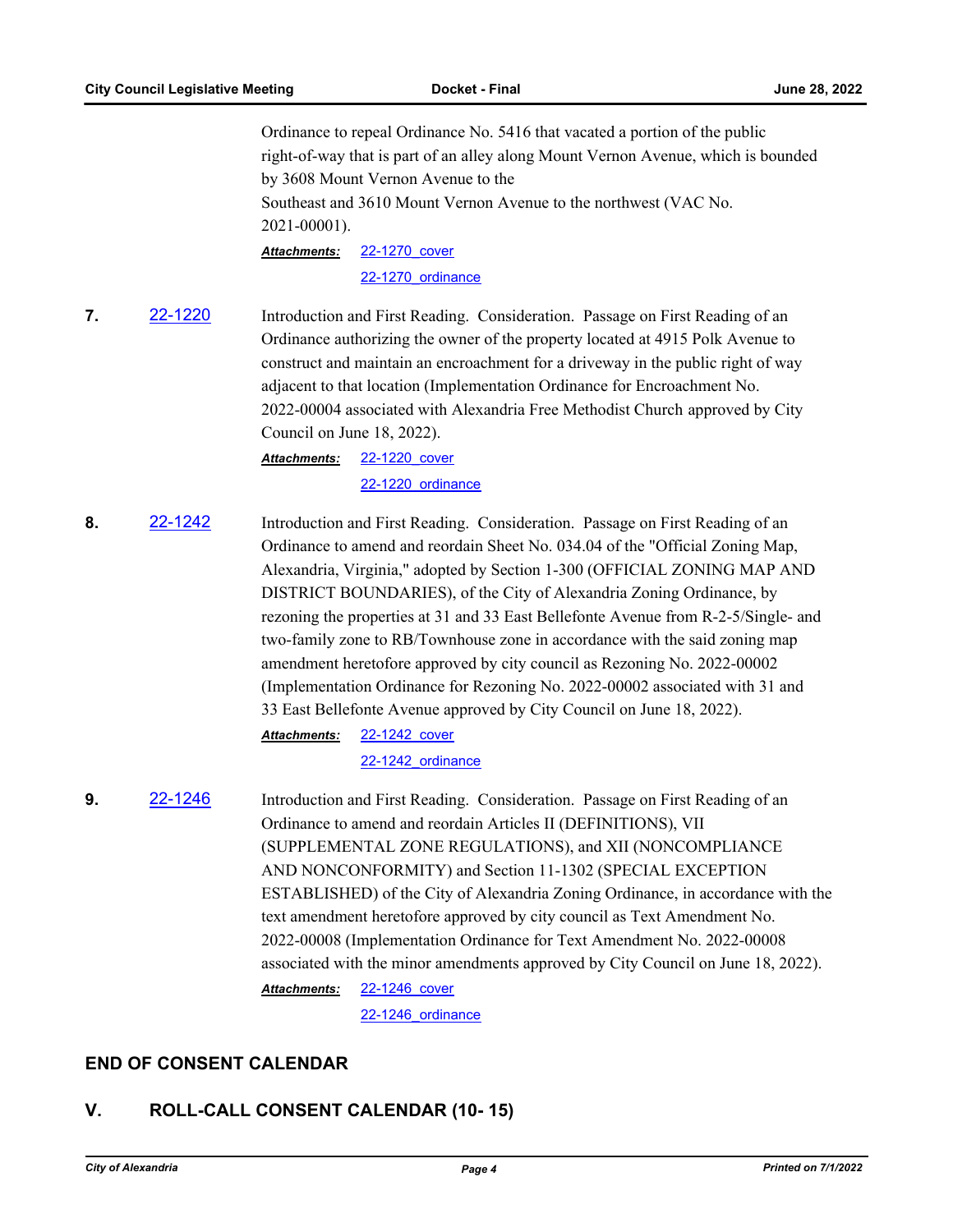Ordinance to repeal Ordinance No. 5416 that vacated a portion of the public right-of-way that is part of an alley along Mount Vernon Avenue, which is bounded by 3608 Mount Vernon Avenue to the Southeast and 3610 Mount Vernon Avenue to the northwest (VAC No. 2021-00001).

***Attachments:*** [22-1270_cover](22-1270_cover)
[22-1270_ordinance](22-1270_ordinance)

**7.** [22-1220](22-1220) Introduction and First Reading. Consideration. Passage on First Reading of an Ordinance authorizing the owner of the property located at 4915 Polk Avenue to construct and maintain an encroachment for a driveway in the public right of way adjacent to that location (Implementation Ordinance for Encroachment No. 2022-00004 associated with Alexandria Free Methodist Church approved by City Council on June 18, 2022).

***Attachments:*** [22-1220_cover](22-1220_cover)
[22-1220_ordinance](22-1220_ordinance)

**8.** [22-1242](22-1242) Introduction and First Reading. Consideration. Passage on First Reading of an Ordinance to amend and reordain Sheet No. 034.04 of the "Official Zoning Map, Alexandria, Virginia," adopted by Section 1-300 (OFFICIAL ZONING MAP AND DISTRICT BOUNDARIES), of the City of Alexandria Zoning Ordinance, by rezoning the properties at 31 and 33 East Bellefonte Avenue from R-2-5/Single- and two-family zone to RB/Townhouse zone in accordance with the said zoning map amendment heretofore approved by city council as Rezoning No. 2022-00002 (Implementation Ordinance for Rezoning No. 2022-00002 associated with 31 and 33 East Bellefonte Avenue approved by City Council on June 18, 2022).

***Attachments:*** [22-1242_cover](22-1242_cover)
[22-1242_ordinance](22-1242_ordinance)

**9.** [22-1246](22-1246) Introduction and First Reading. Consideration. Passage on First Reading of an Ordinance to amend and reordain Articles II (DEFINITIONS), VII (SUPPLEMENTAL ZONE REGULATIONS), and XII (NONCOMPLIANCE AND NONCONFORMITY) and Section 11-1302 (SPECIAL EXCEPTION ESTABLISHED) of the City of Alexandria Zoning Ordinance, in accordance with the text amendment heretofore approved by city council as Text Amendment No. 2022-00008 (Implementation Ordinance for Text Amendment No. 2022-00008 associated with the minor amendments approved by City Council on June 18, 2022).

***Attachments:*** [22-1246_cover](22-1246_cover)
[22-1246_ordinance](22-1246_ordinance)

## END OF CONSENT CALENDAR

## V. ROLL-CALL CONSENT CALENDAR (10- 15)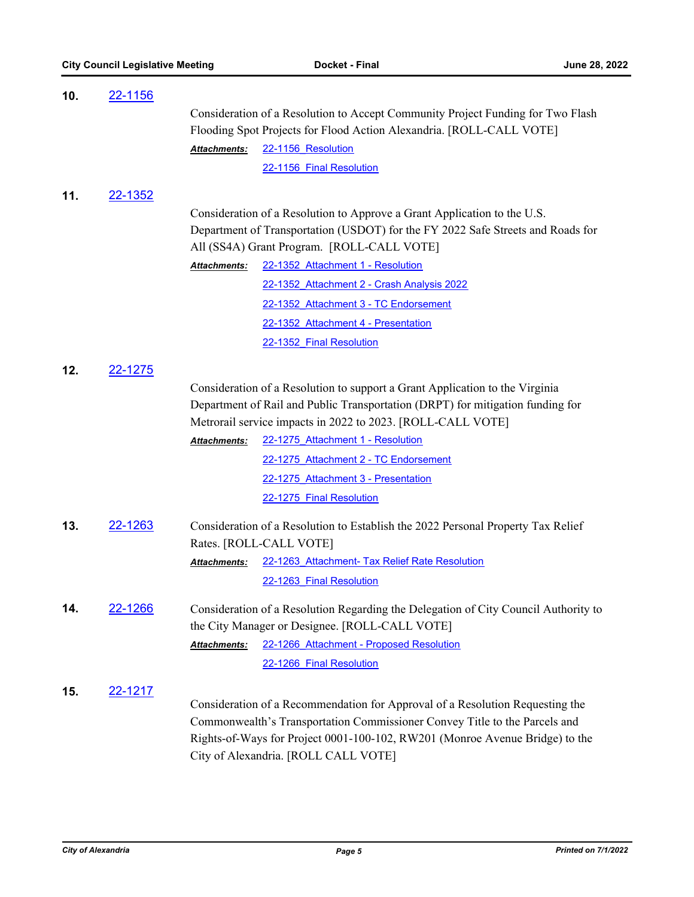**10.** 22-1156

Consideration of a Resolution to Accept Community Project Funding for Two Flash Flooding Spot Projects for Flood Action Alexandria. [ROLL-CALL VOTE]

***Attachments:*** 22-1156_Resolution
22-1156_Final Resolution

**11.** 22-1352

Consideration of a Resolution to Approve a Grant Application to the U.S. Department of Transportation (USDOT) for the FY 2022 Safe Streets and Roads for All (SS4A) Grant Program. [ROLL-CALL VOTE]

***Attachments:*** 22-1352_Attachment 1 - Resolution
22-1352_Attachment 2 - Crash Analysis 2022
22-1352_Attachment 3 - TC Endorsement
22-1352_Attachment 4 - Presentation
22-1352_Final Resolution

**12.** 22-1275

Consideration of a Resolution to support a Grant Application to the Virginia Department of Rail and Public Transportation (DRPT) for mitigation funding for Metrorail service impacts in 2022 to 2023. [ROLL-CALL VOTE]

***Attachments:*** 22-1275_Attachment 1 - Resolution
22-1275_Attachment 2 - TC Endorsement
22-1275_Attachment 3 - Presentation
22-1275_Final Resolution

**13.** 22-1263

Consideration of a Resolution to Establish the 2022 Personal Property Tax Relief Rates. [ROLL-CALL VOTE]

***Attachments:*** 22-1263_Attachment- Tax Relief Rate Resolution
22-1263_Final Resolution

**14.** 22-1266

Consideration of a Resolution Regarding the Delegation of City Council Authority to the City Manager or Designee. [ROLL-CALL VOTE]

***Attachments:*** 22-1266_Attachment - Proposed Resolution
22-1266_Final Resolution

**15.** 22-1217

Consideration of a Recommendation for Approval of a Resolution Requesting the Commonwealth's Transportation Commissioner Convey Title to the Parcels and Rights-of-Ways for Project 0001-100-102, RW201 (Monroe Avenue Bridge) to the City of Alexandria. [ROLL CALL VOTE]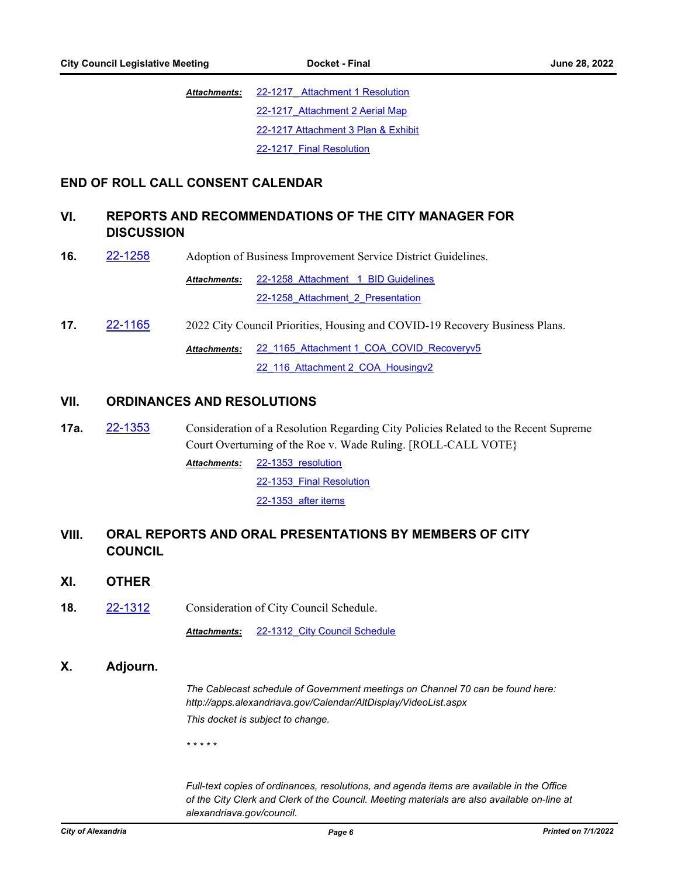*Attachments:* 22-1217_ Attachment 1 Resolution
22-1217_Attachment 2 Aerial Map
22-1217 Attachment 3 Plan & Exhibit
22-1217_Final Resolution

## END OF ROLL CALL CONSENT CALENDAR

## VI. REPORTS AND RECOMMENDATIONS OF THE CITY MANAGER FOR DISCUSSION

**16.** 22-1258 Adoption of Business Improvement Service District Guidelines.

*Attachments:* 22-1258_Attachment _1_BID Guidelines
22-1258_Attachment_2_Presentation

**17.** 22-1165 2022 City Council Priorities, Housing and COVID-19 Recovery Business Plans.

*Attachments:* 22_1165_Attachment 1_COA_COVID_Recoveryv5
22_116_Attachment 2_COA_Housingv2

## VII. ORDINANCES AND RESOLUTIONS

**17a.** 22-1353 Consideration of a Resolution Regarding City Policies Related to the Recent Supreme Court Overturning of the Roe v. Wade Ruling. [ROLL-CALL VOTE}

*Attachments:* 22-1353_resolution
22-1353_Final Resolution
22-1353_after items

## VIII. ORAL REPORTS AND ORAL PRESENTATIONS BY MEMBERS OF CITY COUNCIL

## XI. OTHER

**18.** 22-1312 Consideration of City Council Schedule.

*Attachments:* 22-1312_City Council Schedule

## X. Adjourn.

*The Cablecast schedule of Government meetings on Channel 70 can be found here: http://apps.alexandriava.gov/Calendar/AltDisplay/VideoList.aspx*

*This docket is subject to change.*

*\* \* \* \* \**

*Full-text copies of ordinances, resolutions, and agenda items are available in the Office of the City Clerk and Clerk of the Council. Meeting materials are also available on-line at alexandriava.gov/council.*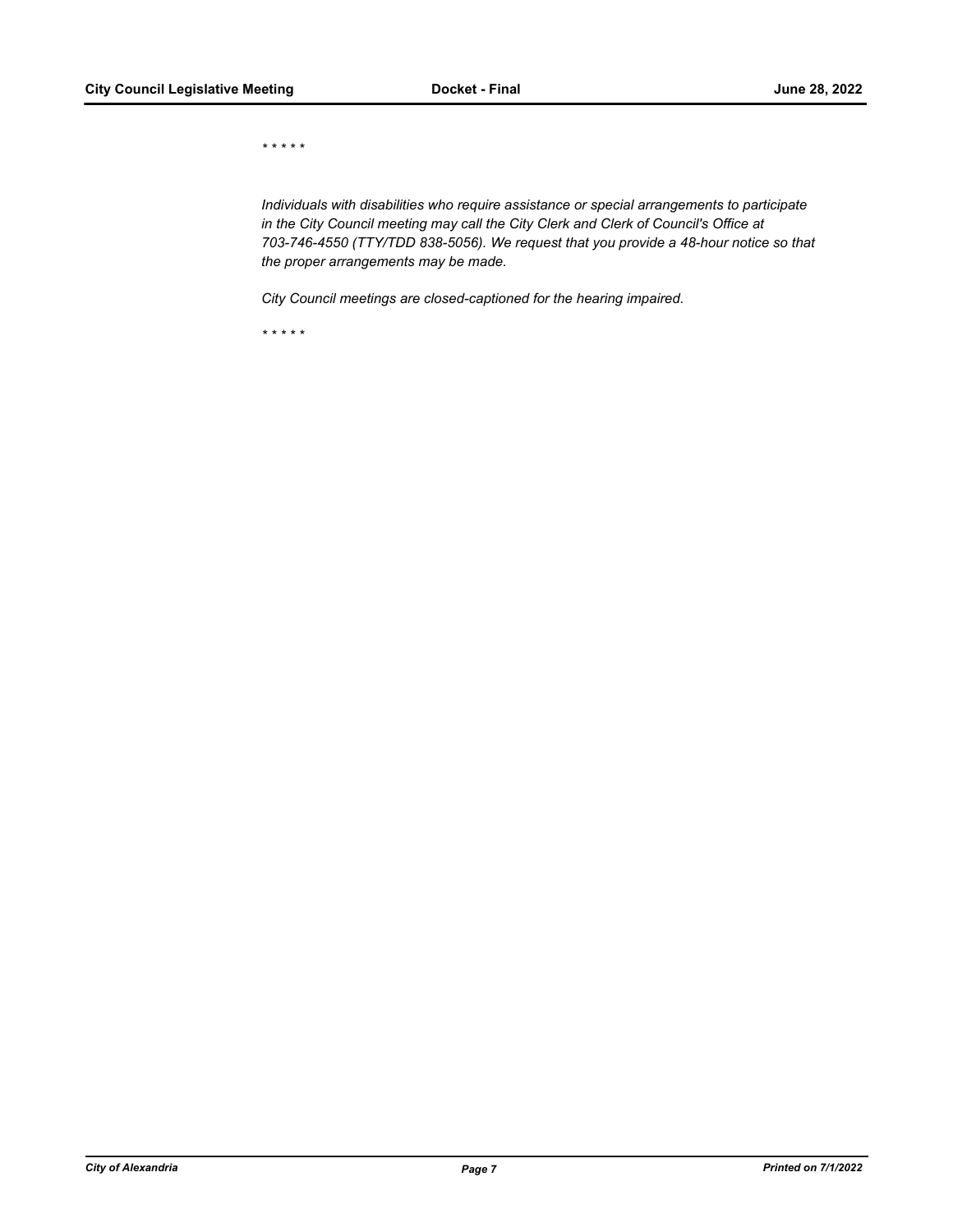*\* \* \* \* \**

*Individuals with disabilities who require assistance or special arrangements to participate in the City Council meeting may call the City Clerk and Clerk of Council's Office at 703-746-4550 (TTY/TDD 838-5056). We request that you provide a 48-hour notice so that the proper arrangements may be made.*

*City Council meetings are closed-captioned for the hearing impaired.*

*\* \* \* \* \**